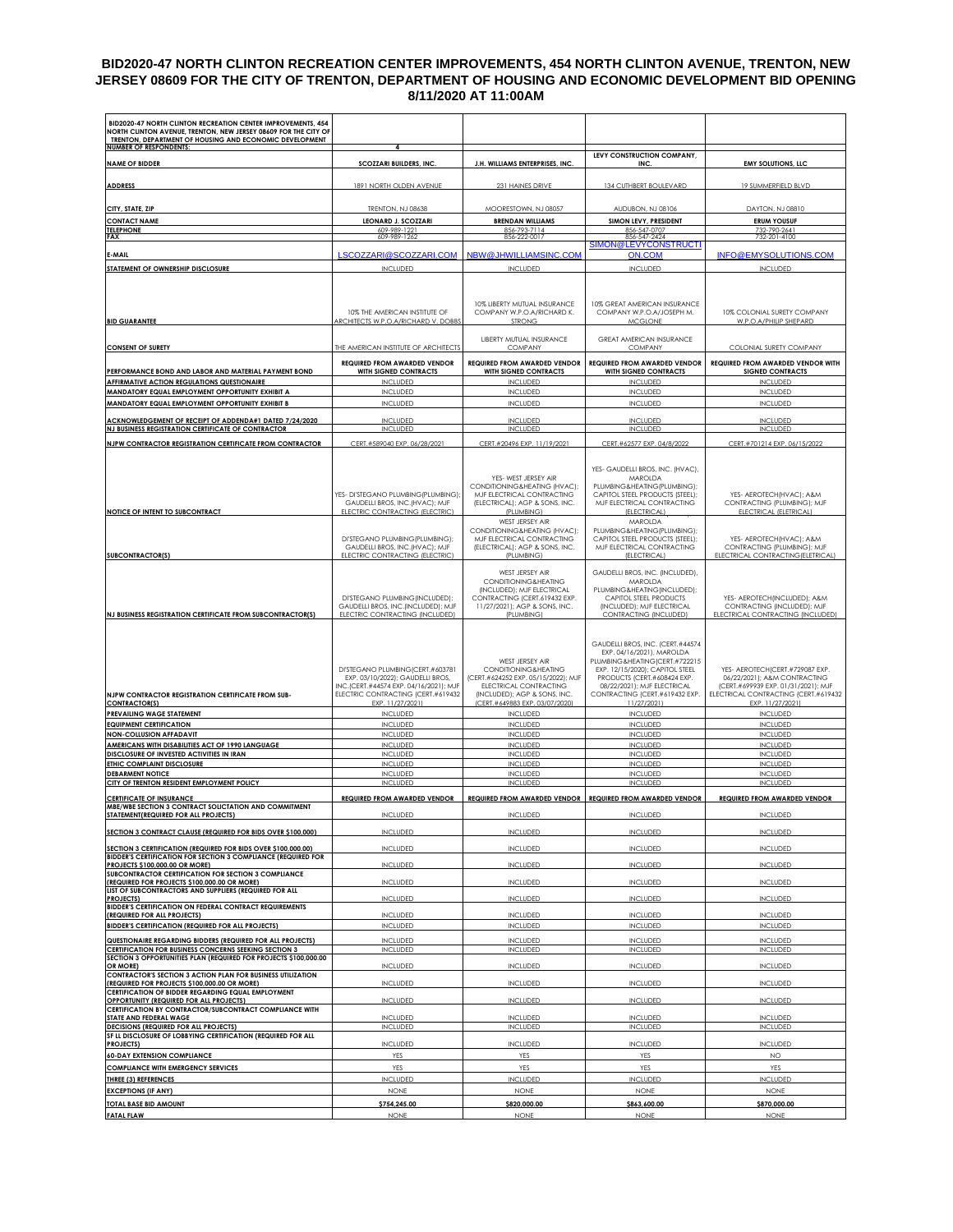# BID2020-47 NORTH CLINTON RECREATION CENTER IMPROVEMENTS, 454 NORTH CLINTON AVENUE, TRENTON, NEW JERSEY 08609 FOR THE CITY OF TRENTON, DEPARTMENT OF HOUSING AND ECONOMIC DEVELOPMENT BID OPENING 8/11/2020 AT 11:00AM

| BID2020-47 NORTH CLINTON RECREATION CENTER IMPROVEMENTS, 454 NORTH CLINTON AVENUE, TRENTON, NEW JERSEY 08609 FOR THE CITY OF TRENTON, DEPARTMENT OF HOUSING AND ECONOMIC DEVELOPMENT | | | | |
|---|---|---|---|---|
| NUMBER OF RESPONDENTS: | 4 | | | |
| NAME OF BIDDER | SCOZZARI BUILDERS, INC. | J.H. WILLIAMS ENTERPRISES, INC. | LEVY CONSTRUCTION COMPANY, INC. | EMY SOLUTIONS, LLC |
| ADDRESS | 1891 NORTH OLDEN AVENUE | 231 HAINES DRIVE | 134 CUTHBERT BOULEVARD | 19 SUMMERFIELD BLVD |
| CITY, STATE, ZIP | TRENTON, NJ 08638 | MOORESTOWN, NJ 08057 | AUDUBON, NJ 08106 | DAYTON, NJ 08810 |
| CONTACT NAME | LEONARD J. SCOZZARI | BRENDAN WILLIAMS | SIMON LEVY, PRESIDENT | ERUM YOUSUF |
| TELEPHONE | 609-989-1221 | 856-793-7114 | 856-547-0707 | 732-790-2641 |
| FAX | 609-989-1262 | 856-222-0017 | 856-547-2424 | 732-201-4100 |
| E-MAIL | LSCOZZARI@SCOZZARI.COM | NBW@JHWILLIAMSINC.COM | SIMON@LEVYCONSTRUCTION.COM | INFO@EMYSOLUTIONS.COM |
| STATEMENT OF OWNERSHIP DISCLOSURE | INCLUDED | INCLUDED | INCLUDED | INCLUDED |
| BID GUARANTEE | 10% THE AMERICAN INSTITUTE OF ARCHITECTS W.P.O.A/RICHARD V. DOBBS | 10% LIBERTY MUTUAL INSURANCE COMPANY W.P.O.A/RICHARD K. STRONG | 10% GREAT AMERICAN INSURANCE COMPANY W.P.O.A/JOSEPH M. MCGLONE | 10% COLONIAL SURETY COMPANY W.P.O.A/PHILIP SHEPARD |
| CONSENT OF SURETY | THE AMERICAN INSTITUTE OF ARCHITECTS | LIBERTY MUTUAL INSURANCE COMPANY | GREAT AMERICAN INSURANCE COMPANY | COLONIAL SURETY COMPANY |
| PERFORMANCE BOND AND LABOR AND MATERIAL PAYMENT BOND | REQUIRED FROM AWARDED VENDOR WITH SIGNED CONTRACTS | REQUIRED FROM AWARDED VENDOR WITH SIGNED CONTRACTS | REQUIRED FROM AWARDED VENDOR WITH SIGNED CONTRACTS | REQUIRED FROM AWARDED VENDOR WITH SIGNED CONTRACTS |
| AFFIRMATIVE ACTION REGULATIONS QUESTIONAIRE | INCLUDED | INCLUDED | INCLUDED | INCLUDED |
| MANDATORY EQUAL EMPLOYMENT OPPORTUNITY EXHIBIT A | INCLUDED | INCLUDED | INCLUDED | INCLUDED |
| MANDATORY EQUAL EMPLOYMENT OPPORTUNITY EXHIBIT B | INCLUDED | INCLUDED | INCLUDED | INCLUDED |
| ACKNOWLEDGEMENT OF RECEIPT OF ADDENDA#1 DATED 7/24/2020 | INCLUDED | INCLUDED | INCLUDED | INCLUDED |
| NJ BUSINESS REGISTRATION CERTIFICATE OF CONTRACTOR | INCLUDED | INCLUDED | INCLUDED | INCLUDED |
| NJPW CONTRACTOR REGISTRATION CERTIFICATE FROM CONTRACTOR | CERT.#589040 EXP. 06/28/2021 | CERT.#20496 EXP. 11/19/2021 | CERT.#62577 EXP. 04/8/2022 | CERT.#701214 EXP. 06/15/2022 |
| NOTICE OF INTENT TO SUBCONTRACT | YES- DI'STEGANO PLUMBING(PLUMBING); GAUDELLI BROS, INC.(HVAC); MJF ELECTRIC CONTRACTING (ELECTRIC) | YES- WEST JERSEY AIR CONDITIONING&HEATING (HVAC); MJF ELECTRICAL CONTRACTING (ELECTRICAL); AGP & SONS, INC. (PLUMBING) | YES- GAUDELLI BROS, INC. (HVAC), MAROLDA PLUMBING&HEATING(PLUMBING); CAPITOL STEEL PRODUCTS (STEEL); MJF ELECTRICAL CONTRACTING (ELECTRICAL) | YES- AEROTECH(HVAC); A&M CONTRACTING (PLUMBING); MJF ELECTRICAL (ELETRICAL) |
| SUBCONTRACTOR(S) | DI'STEGANO PLUMBING(PLUMBING); GAUDELLI BROS, INC.(HVAC); MJF ELECTRIC CONTRACTING (ELECTRIC) | WEST JERSEY AIR CONDITIONING&HEATING (HVAC); MJF ELECTRICAL CONTRACTING (ELECTRICAL); AGP & SONS, INC. (PLUMBING) | MAROLDA PLUMBING&HEATING(PLUMBING); CAPITOL STEEL PRODUCTS (STEEL); MJF ELECTRICAL CONTRACTING (ELECTRICAL) | YES- AEROTECH(HVAC); A&M CONTRACTING (PLUMBING); MJF ELECTRICAL CONTRACTING(ELETRICAL) |
| NJ BUSINESS REGISTRATION CERTIFICATE FROM SUBCONTRACTOR(S) | DI'STEGANO PLUMBING(INCLUDED); GAUDELLI BROS, INC.(INCLUDED); MJF ELECTRIC CONTRACTING (INCLUDED) | WEST JERSEY AIR CONDITIONING&HEATING (INCLUDED); MJF ELECTRICAL CONTRACTING (CERT.#619432 EXP. 11/27/2021); AGP & SONS, INC. (PLUMBING) | GAUDELLI BROS, INC. (INCLUDED), MAROLDA PLUMBING&HEATING(INCLUDED); CAPITOL STEEL PRODUCTS (INCLUDED); MJF ELECTRICAL CONTRACTING (INCLUDED) | YES- AEROTECH(INCLUDED); A&M CONTRACTING (INCLUDED); MJF ELECTRICAL CONTRACTING (INCLUDED) |
| NJPW CONTRACTOR REGISTRATION CERTIFICATE FROM SUB-CONTRACTOR(S) | DI'STEGANO PLUMBING(CERT.#603781 EXP. 03/10/2022); GAUDELLI BROS, INC.(CERT.#44574 EXP. 04/16/2021); MJF ELECTRIC CONTRACTING (CERT.#619432 EXP. 11/27/2021) | WEST JERSEY AIR CONDITIONING&HEATING (CERT.#624252 EXP. 05/15/2022); MJF ELECTRICAL CONTRACTING (INCLUDED); AGP & SONS, INC. (CERT.#649883 EXP. 03/07/2020) | GAUDELLI BROS, INC. (CERT.#44574 EXP. 04/16/2021), MAROLDA PLUMBING&HEATING(CERT.#722215 EXP. 12/15/2020); CAPITOL STEEL PRODUCTS (CERT.#608424 EXP. 08/22/2021); MJF ELECTRICAL CONTRACTING (CERT.#619432 EXP. 11/27/2021) | YES- AEROTECH(CERT.#729087 EXP. 06/22/2021); A&M CONTRACTING (CERT.#699939 EXP. 01/31/2021); MJF ELECTRICAL CONTRACTING (CERT.#619432 EXP. 11/27/2021) |
| PREVAILING WAGE STATEMENT | INCLUDED | INCLUDED | INCLUDED | INCLUDED |
| EQUIPMENT CERTIFICATION | INCLUDED | INCLUDED | INCLUDED | INCLUDED |
| NON-COLLUSION AFFADAVIT | INCLUDED | INCLUDED | INCLUDED | INCLUDED |
| AMERICANS WITH DISABILITIES ACT OF 1990 LANGUAGE | INCLUDED | INCLUDED | INCLUDED | INCLUDED |
| DISCLOSURE OF INVESTED ACTIVITIES IN IRAN | INCLUDED | INCLUDED | INCLUDED | INCLUDED |
| ETHIC COMPLAINT DISCLOSURE | INCLUDED | INCLUDED | INCLUDED | INCLUDED |
| DEBARMENT NOTICE | INCLUDED | INCLUDED | INCLUDED | INCLUDED |
| CITY OF TRENTON RESIDENT EMPLOYMENT POLICY | INCLUDED | INCLUDED | INCLUDED | INCLUDED |
| CERTIFICATE OF INSURANCE | REQUIRED FROM AWARDED VENDOR | REQUIRED FROM AWARDED VENDOR | REQUIRED FROM AWARDED VENDOR | REQUIRED FROM AWARDED VENDOR |
| MBE/WBE SECTION 3 CONTRACT SOLICTATION AND COMMITMENT STATEMENT(REQUIRED FOR ALL PROJECTS) | INCLUDED | INCLUDED | INCLUDED | INCLUDED |
| SECTION 3 CONTRACT CLAUSE (REQUIRED FOR BIDS OVER $100,000) | INCLUDED | INCLUDED | INCLUDED | INCLUDED |
| SECTION 3 CERTIFICATION (REQUIRED FOR BIDS OVER $100,000.00) | INCLUDED | INCLUDED | INCLUDED | INCLUDED |
| BIDDER'S CERTIFICATION FOR SECTION 3 COMPLIANCE (REQUIRED FOR PROJECTS $100,000.00 OR MORE) | INCLUDED | INCLUDED | INCLUDED | INCLUDED |
| SUBCONTRACTOR CERTIFICATION FOR SECTION 3 COMPLIANCE (REQUIRED FOR PROJECTS $100,000.00 OR MORE) | INCLUDED | INCLUDED | INCLUDED | INCLUDED |
| LIST OF SUBCONTRACTORS AND SUPPLIERS (REQUIRED FOR ALL PROJECTS) | INCLUDED | INCLUDED | INCLUDED | INCLUDED |
| BIDDER'S CERTIFICATION ON FEDERAL CONTRACT REQUIREMENTS (REQUIRED FOR ALL PROJECTS) | INCLUDED | INCLUDED | INCLUDED | INCLUDED |
| BIDDER'S CERTIFICATION (REQUIRED FOR ALL PROJECTS) | INCLUDED | INCLUDED | INCLUDED | INCLUDED |
| QUESTIONAIRE REGARDING BIDDERS (REQUIRED FOR ALL PROJECTS) | INCLUDED | INCLUDED | INCLUDED | INCLUDED |
| CERTIFICATION FOR BUSINESS CONCERNS SEEKING SECTION 3 | INCLUDED | INCLUDED | INCLUDED | INCLUDED |
| SECTION 3 OPPORTUNITIES PLAN (REQUIRED FOR PROJECTS $100,000.00 OR MORE) | INCLUDED | INCLUDED | INCLUDED | INCLUDED |
| CONTRACTOR'S SECTION 3 ACTION PLAN FOR BUSINESS UTILIZATION (REQUIRED FOR PROJECTS $100,000.00 OR MORE) | INCLUDED | INCLUDED | INCLUDED | INCLUDED |
| CERTIFICATION OF BIDDER REGARDING EQUAL EMPLOYMENT OPPORTUNITY (REQUIRED FOR ALL PROJECTS) | INCLUDED | INCLUDED | INCLUDED | INCLUDED |
| CERTIFICATION BY CONTRACTOR/SUBCONTRACT COMPLIANCE WITH STATE AND FEDERAL WAGE | INCLUDED | INCLUDED | INCLUDED | INCLUDED |
| DECISIONS (REQUIRED FOR ALL PROJECTS) | INCLUDED | INCLUDED | INCLUDED | INCLUDED |
| SF LL DISCLOSURE OF LOBBYING CERTIFICATION (REQUIRED FOR ALL PROJECTS) | INCLUDED | INCLUDED | INCLUDED | INCLUDED |
| 60-DAY EXTENSION COMPLIANCE | YES | YES | YES | NO |
| COMPLIANCE WITH EMERGENCY SERVICES | YES | YES | YES | YES |
| THREE (3) REFERENCES | INCLUDED | INCLUDED | INCLUDED | INCLUDED |
| EXCEPTIONS (IF ANY) | NONE | NONE | NONE | NONE |
| TOTAL BASE BID AMOUNT | $754,245.00 | $820,000.00 | $863,600.00 | $870,000.00 |
| FATAL FLAW | NONE | NONE | NONE | NONE |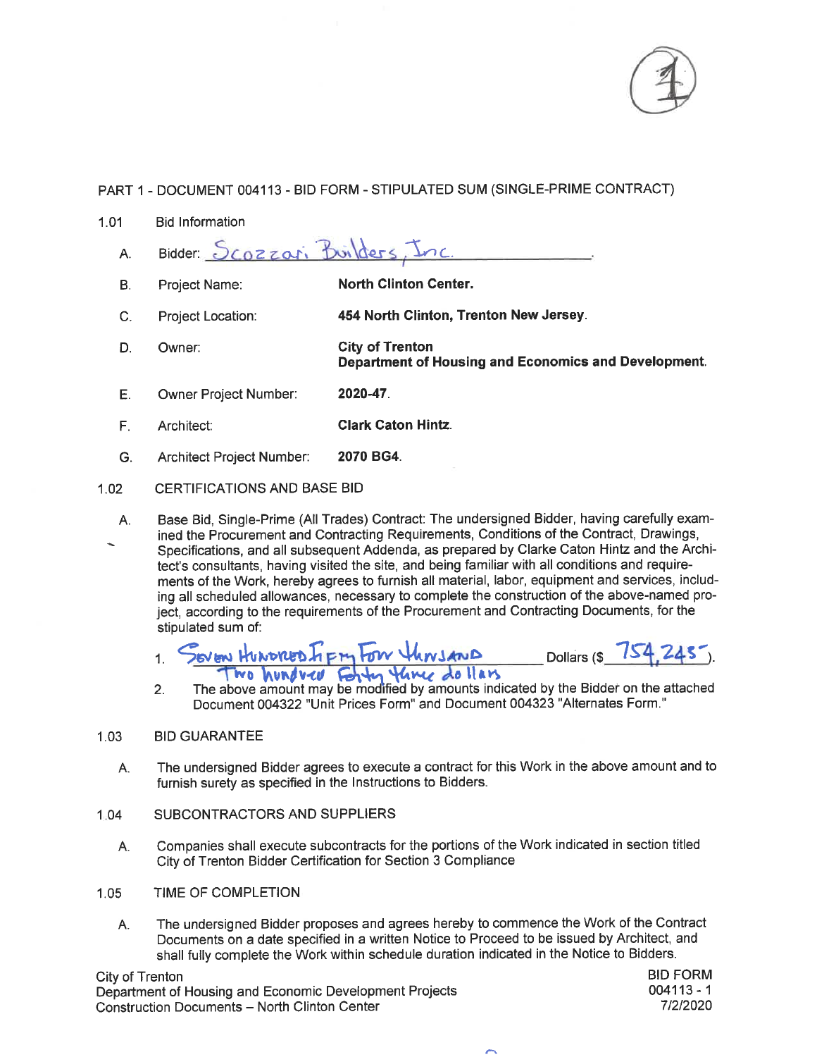PART 1 - DOCUMENT 004113 - BID FORM - STIPULATED SUM (SINGLE-PRIME CONTRACT)

1.01 Bid Information

A. Bidder: Scozzari Builders, Inc.

B. Project Name: **North Clinton Center.**

C. Project Location: **454 North Clinton, Trenton New Jersey.**

D. Owner: **City of Trenton**
**Department of Housing and Economics and Development.**

E. Owner Project Number: **2020-47.**

F. Architect: **Clark Caton Hintz.**

G. Architect Project Number: **2070 BG4.**

1.02 CERTIFICATIONS AND BASE BID

A. Base Bid, Single-Prime (All Trades) Contract: The undersigned Bidder, having carefully examined the Procurement and Contracting Requirements, Conditions of the Contract, Drawings, Specifications, and all subsequent Addenda, as prepared by Clarke Caton Hintz and the Architect's consultants, having visited the site, and being familiar with all conditions and requirements of the Work, hereby agrees to furnish all material, labor, equipment and services, including all scheduled allowances, necessary to complete the construction of the above-named project, according to the requirements of the Procurement and Contracting Documents, for the stipulated sum of:

1. Seven Hundred Fifty Four Thousand Two hundred Forty three dollars Dollars ($ 754,243).

2. The above amount may be modified by amounts indicated by the Bidder on the attached Document 004322 "Unit Prices Form" and Document 004323 "Alternates Form."

1.03 BID GUARANTEE

A. The undersigned Bidder agrees to execute a contract for this Work in the above amount and to furnish surety as specified in the Instructions to Bidders.

1.04 SUBCONTRACTORS AND SUPPLIERS

A. Companies shall execute subcontracts for the portions of the Work indicated in section titled City of Trenton Bidder Certification for Section 3 Compliance

1.05 TIME OF COMPLETION

A. The undersigned Bidder proposes and agrees hereby to commence the Work of the Contract Documents on a date specified in a written Notice to Proceed to be issued by Architect, and shall fully complete the Work within schedule duration indicated in the Notice to Bidders.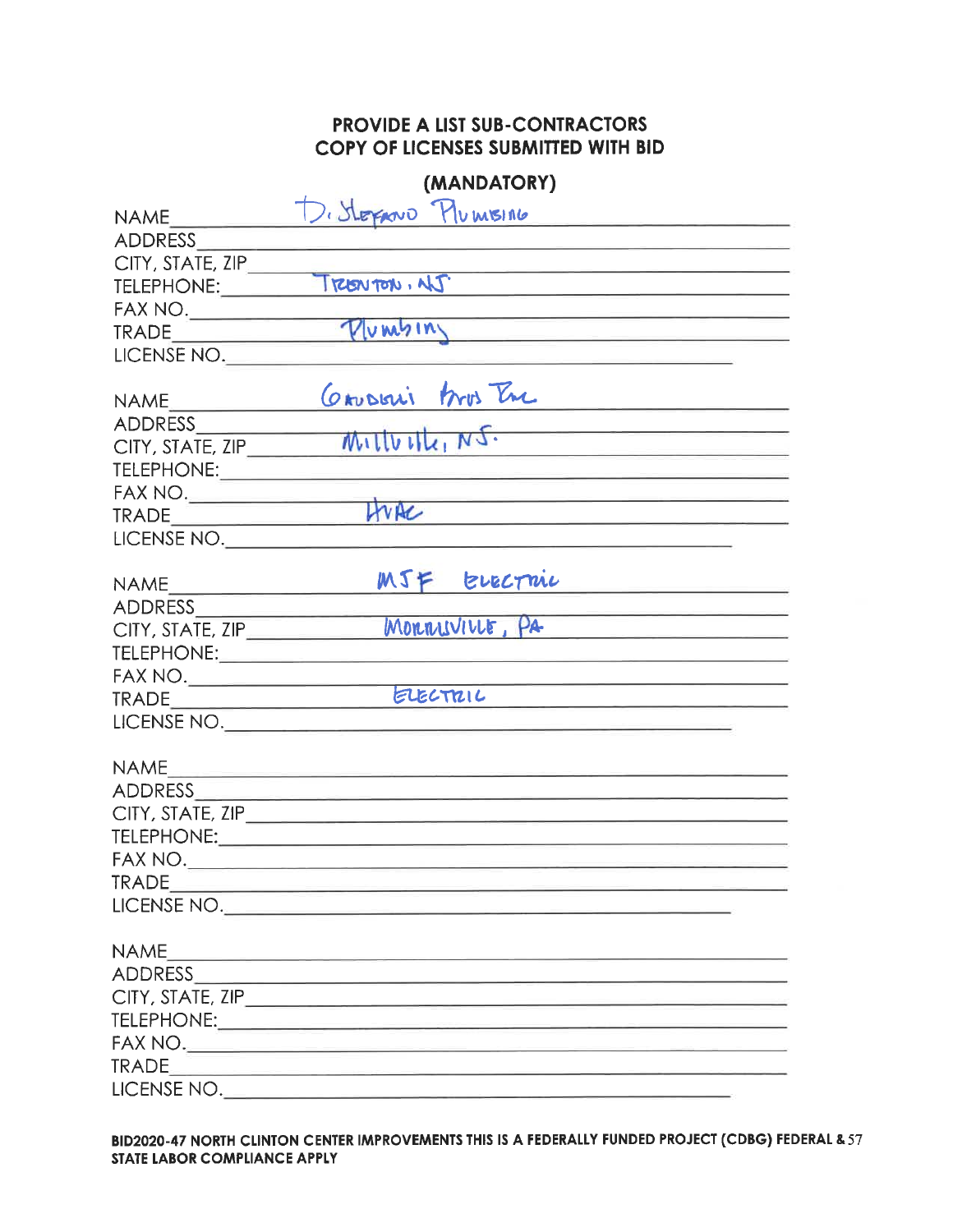**PROVIDE A LIST SUB-CONTRACTORS**
**COPY OF LICENSES SUBMITTED WITH BID**

**(MANDATORY)**

NAME D. Stefano Plumbing
ADDRESS
CITY, STATE, ZIP
TELEPHONE: Trenton, NJ
FAX NO.
TRADE Plumbing
LICENSE NO.

NAME Gaudelli Bros Inc
ADDRESS
CITY, STATE, ZIP Millville, NJ.
TELEPHONE:
FAX NO.
TRADE HVAC
LICENSE NO.

NAME MJF Electric
ADDRESS
CITY, STATE, ZIP Morrisville, PA
TELEPHONE:
FAX NO.
TRADE Electric
LICENSE NO.

NAME
ADDRESS
CITY, STATE, ZIP
TELEPHONE:
FAX NO.
TRADE
LICENSE NO.

NAME
ADDRESS
CITY, STATE, ZIP
TELEPHONE:
FAX NO.
TRADE
LICENSE NO.

**BID2020-47 NORTH CLINTON CENTER IMPROVEMENTS THIS IS A FEDERALLY FUNDED PROJECT (CDBG) FEDERAL & STATE LABOR COMPLIANCE APPLY**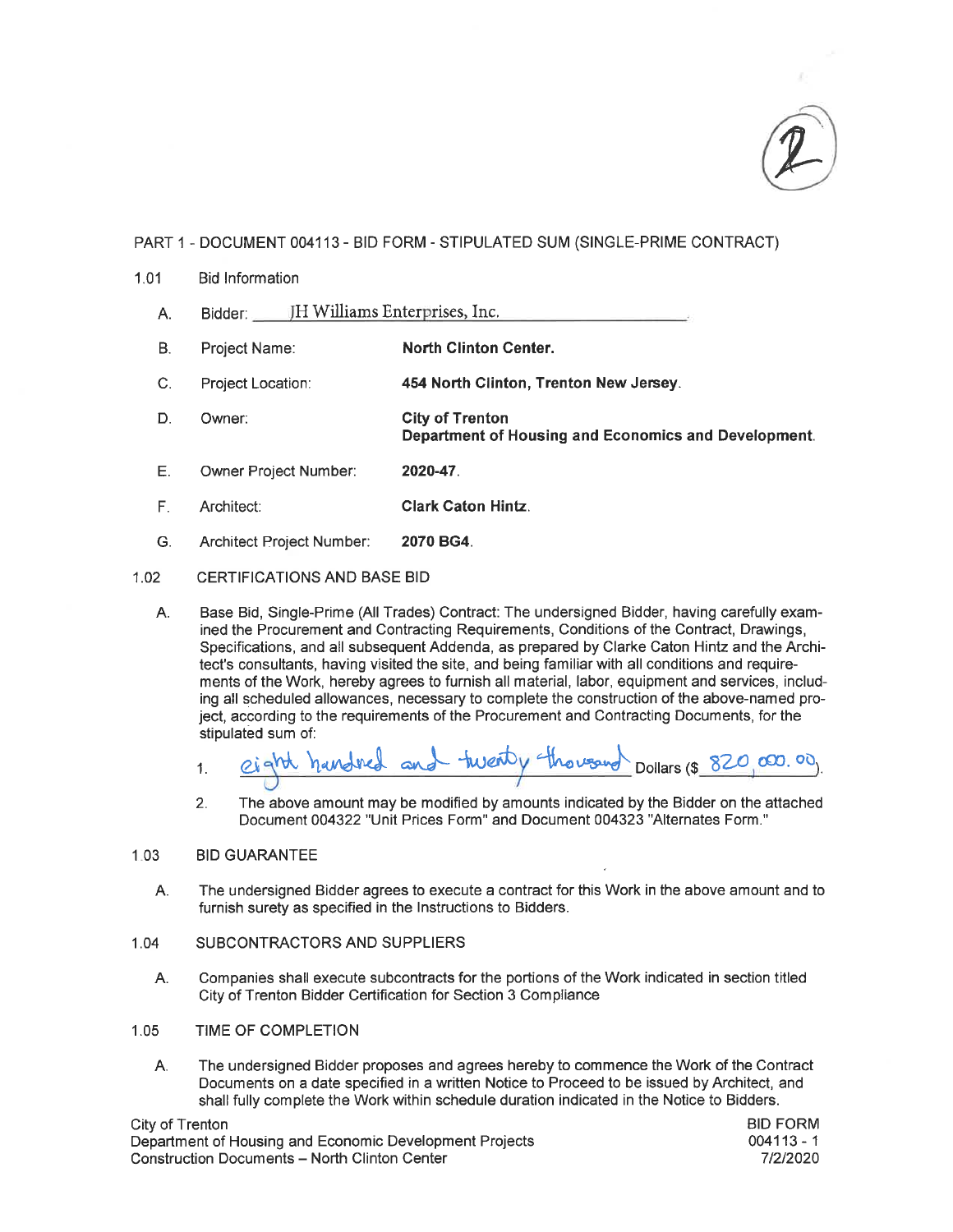# PART 1 - DOCUMENT 004113 - BID FORM - STIPULATED SUM (SINGLE-PRIME CONTRACT)

1.01 Bid Information

A. Bidder: JH Williams Enterprises, Inc.

B. Project Name: **North Clinton Center.**

C. Project Location: **454 North Clinton, Trenton New Jersey.**

D. Owner: **City of Trenton**
**Department of Housing and Economics and Development.**

E. Owner Project Number: **2020-47.**

F. Architect: **Clark Caton Hintz.**

G. Architect Project Number: **2070 BG4.**

1.02 CERTIFICATIONS AND BASE BID

A. Base Bid, Single-Prime (All Trades) Contract: The undersigned Bidder, having carefully examined the Procurement and Contracting Requirements, Conditions of the Contract, Drawings, Specifications, and all subsequent Addenda, as prepared by Clarke Caton Hintz and the Architect's consultants, having visited the site, and being familiar with all conditions and requirements of the Work, hereby agrees to furnish all material, labor, equipment and services, including all scheduled allowances, necessary to complete the construction of the above-named project, according to the requirements of the Procurement and Contracting Documents, for the stipulated sum of:

1. eight hundred and twenty thousand Dollars ($ 820,000.00).

2. The above amount may be modified by amounts indicated by the Bidder on the attached Document 004322 "Unit Prices Form" and Document 004323 "Alternates Form."

1.03 BID GUARANTEE

A. The undersigned Bidder agrees to execute a contract for this Work in the above amount and to furnish surety as specified in the Instructions to Bidders.

1.04 SUBCONTRACTORS AND SUPPLIERS

A. Companies shall execute subcontracts for the portions of the Work indicated in section titled City of Trenton Bidder Certification for Section 3 Compliance

1.05 TIME OF COMPLETION

A. The undersigned Bidder proposes and agrees hereby to commence the Work of the Contract Documents on a date specified in a written Notice to Proceed to be issued by Architect, and shall fully complete the Work within schedule duration indicated in the Notice to Bidders.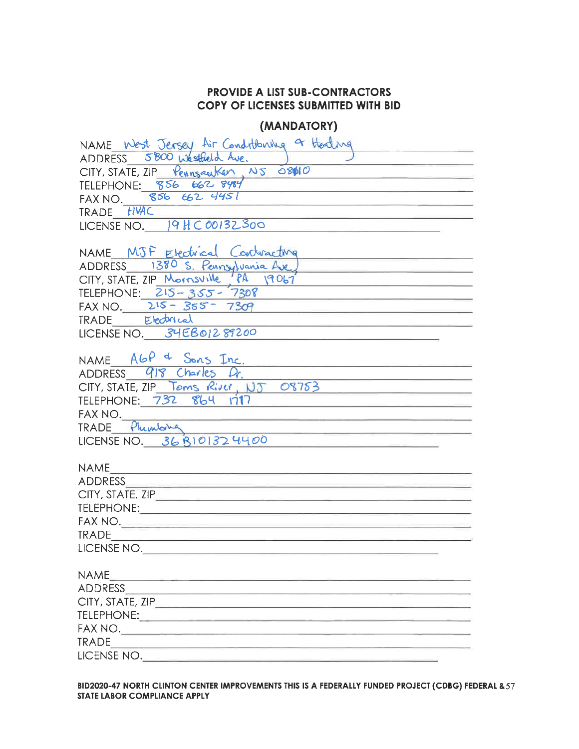## PROVIDE A LIST SUB-CONTRACTORS
## COPY OF LICENSES SUBMITTED WITH BID

## (MANDATORY)

NAME West Jersey Air Conditioning & Heating
ADDRESS 5800 Westfield Ave.
CITY, STATE, ZIP Pennsauken, NJ 08110
TELEPHONE: 856 662 8484
FAX NO. 856 662 4451
TRADE HVAC
LICENSE NO. 19HC00132300

NAME MJF Electrical Contracting
ADDRESS 1380 S. Pennsylvania Ave.
CITY, STATE, ZIP Morrisville, PA 19067
TELEPHONE: 215-355-7308
FAX NO. 215-355-7309
TRADE Electrical
LICENSE NO. 34EB01289200

NAME AGP & Sons Inc.
ADDRESS 918 Charles Dr.
CITY, STATE, ZIP Toms River, NJ 08753
TELEPHONE: 732 864 1717
FAX NO.
TRADE Plumbing
LICENSE NO. 36BI01324400

NAME
ADDRESS
CITY, STATE, ZIP
TELEPHONE:
FAX NO.
TRADE
LICENSE NO.

NAME
ADDRESS
CITY, STATE, ZIP
TELEPHONE:
FAX NO.
TRADE
LICENSE NO.

**BID2020-47 NORTH CLINTON CENTER IMPROVEMENTS THIS IS A FEDERALLY FUNDED PROJECT (CDBG) FEDERAL & STATE LABOR COMPLIANCE APPLY**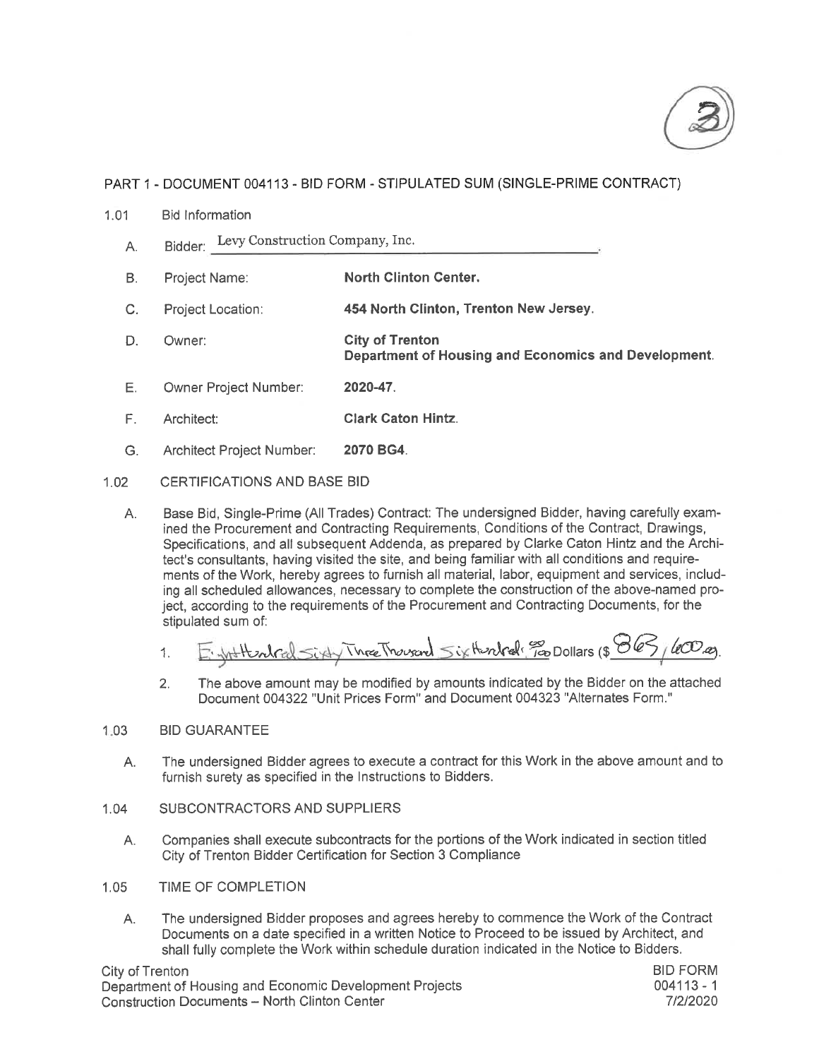(3)

## PART 1 - DOCUMENT 004113 - BID FORM - STIPULATED SUM (SINGLE-PRIME CONTRACT)

1.01 Bid Information

A. Bidder: Levy Construction Company, Inc.

B. Project Name: **North Clinton Center.**

C. Project Location: **454 North Clinton, Trenton New Jersey.**

D. Owner: **City of Trenton Department of Housing and Economics and Development.**

E. Owner Project Number: **2020-47.**

F. Architect: **Clark Caton Hintz.**

G. Architect Project Number: **2070 BG4.**

1.02 CERTIFICATIONS AND BASE BID

A. Base Bid, Single-Prime (All Trades) Contract: The undersigned Bidder, having carefully examined the Procurement and Contracting Requirements, Conditions of the Contract, Drawings, Specifications, and all subsequent Addenda, as prepared by Clarke Caton Hintz and the Architect's consultants, having visited the site, and being familiar with all conditions and requirements of the Work, hereby agrees to furnish all material, labor, equipment and services, including all scheduled allowances, necessary to complete the construction of the above-named project, according to the requirements of the Procurement and Contracting Documents, for the stipulated sum of:

1. Eight Hundred Sixty Three Thousand Six Hundred 00/100 Dollars ($863,600.00).

2. The above amount may be modified by amounts indicated by the Bidder on the attached Document 004322 "Unit Prices Form" and Document 004323 "Alternates Form."

1.03 BID GUARANTEE

A. The undersigned Bidder agrees to execute a contract for this Work in the above amount and to furnish surety as specified in the Instructions to Bidders.

1.04 SUBCONTRACTORS AND SUPPLIERS

A. Companies shall execute subcontracts for the portions of the Work indicated in section titled City of Trenton Bidder Certification for Section 3 Compliance

1.05 TIME OF COMPLETION

A. The undersigned Bidder proposes and agrees hereby to commence the Work of the Contract Documents on a date specified in a written Notice to Proceed to be issued by Architect, and shall fully complete the Work within schedule duration indicated in the Notice to Bidders.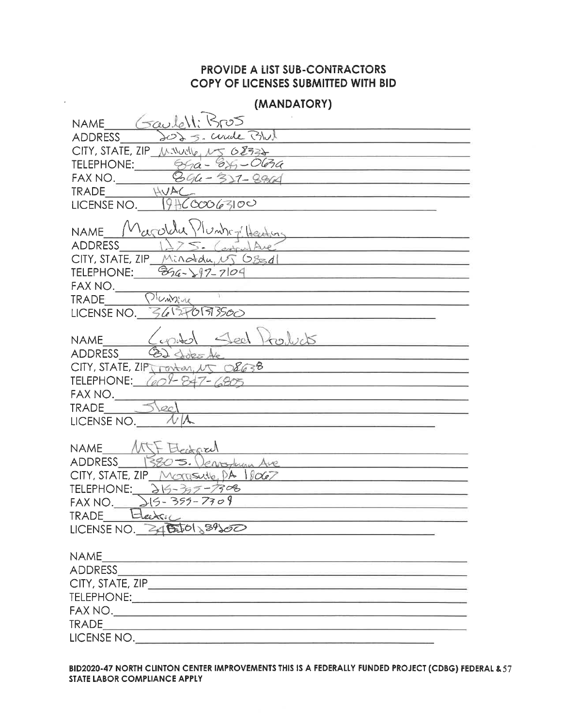# PROVIDE A LIST SUB-CONTRACTORS COPY OF LICENSES SUBMITTED WITH BID

## (MANDATORY)

NAME Gaulelli Bros
ADDRESS 2025 S. Wade Blvd
CITY, STATE, ZIP Millville, NJ 08332
TELEPHONE: 856-825-0639
FAX NO. 856-327-8964
TRADE HVAC
LICENSE NO. 19HC00063100

NAME Marolda Plumbing & Heating
ADDRESS 1275 S. Central Ave
CITY, STATE, ZIP Minotola, NJ 08341
TELEPHONE: 856-297-7109
FAX NO.
TRADE Plumbing
LICENSE NO. 36BI01313500

NAME Capitol Steel Products
ADDRESS 82 Stokes Ave
CITY, STATE, ZIP Trenton, NJ 08638
TELEPHONE: 609-847-6805
FAX NO.
TRADE Steel
LICENSE NO. N/A

NAME MSF Electrical
ADDRESS 1380 S. Pennsylvania Ave
CITY, STATE, ZIP Morrisville, PA 19067
TELEPHONE: 215-355-7308
FAX NO. 215-355-7309
TRADE Electric
LICENSE NO. 34EI01289500

NAME
ADDRESS
CITY, STATE, ZIP
TELEPHONE:
FAX NO.
TRADE
LICENSE NO.

**BID2020-47 NORTH CLINTON CENTER IMPROVEMENTS THIS IS A FEDERALLY FUNDED PROJECT (CDBG) FEDERAL & STATE LABOR COMPLIANCE APPLY**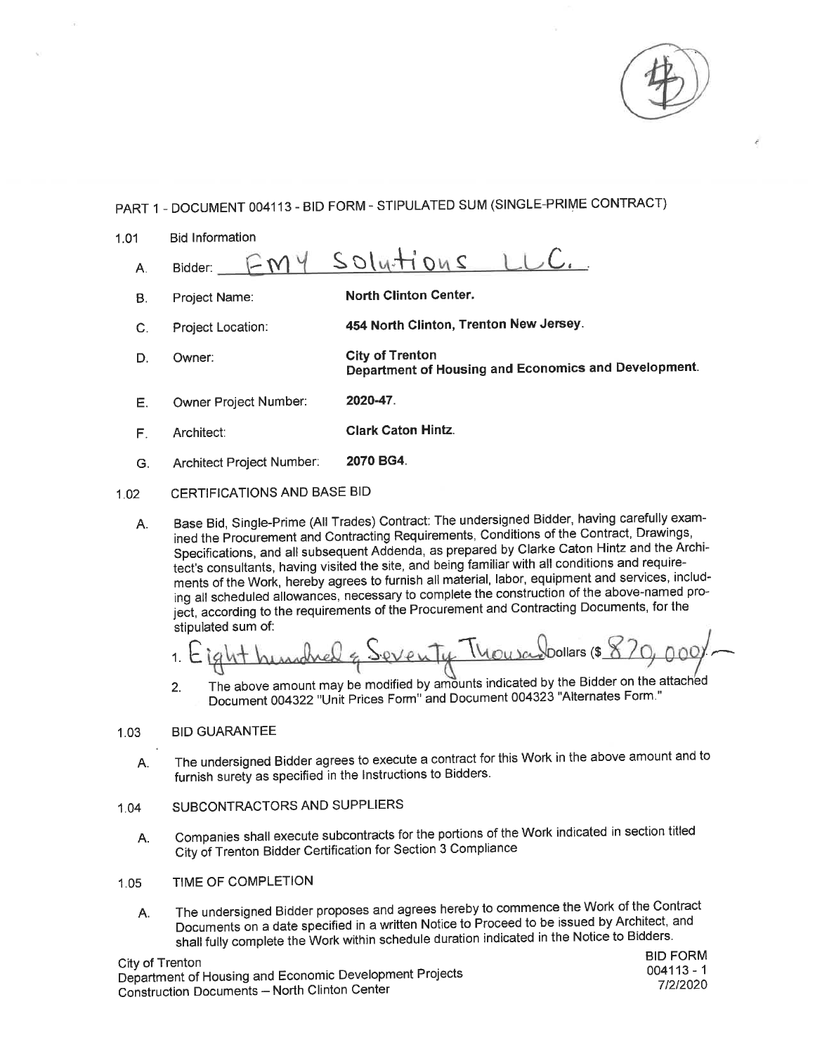## PART 1 - DOCUMENT 004113 - BID FORM - STIPULATED SUM (SINGLE-PRIME CONTRACT)

1.01 Bid Information

A. Bidder: EMY Solutions LLC.

B. Project Name: **North Clinton Center.**

C. Project Location: **454 North Clinton, Trenton New Jersey.**

D. Owner: **City of Trenton**
**Department of Housing and Economics and Development.**

E. Owner Project Number: **2020-47.**

F. Architect: **Clark Caton Hintz.**

G. Architect Project Number: **2070 BG4.**

1.02 CERTIFICATIONS AND BASE BID

A. Base Bid, Single-Prime (All Trades) Contract: The undersigned Bidder, having carefully examined the Procurement and Contracting Requirements, Conditions of the Contract, Drawings, Specifications, and all subsequent Addenda, as prepared by Clarke Caton Hintz and the Architect's consultants, having visited the site, and being familiar with all conditions and requirements of the Work, hereby agrees to furnish all material, labor, equipment and services, including all scheduled allowances, necessary to complete the construction of the above-named project, according to the requirements of the Procurement and Contracting Documents, for the stipulated sum of:

1. Eight hundred & Seventy Thousand Dollars ($ 870,000)

2. The above amount may be modified by amounts indicated by the Bidder on the attached Document 004322 "Unit Prices Form" and Document 004323 "Alternates Form."

1.03 BID GUARANTEE

A. The undersigned Bidder agrees to execute a contract for this Work in the above amount and to furnish surety as specified in the Instructions to Bidders.

1.04 SUBCONTRACTORS AND SUPPLIERS

A. Companies shall execute subcontracts for the portions of the Work indicated in section titled City of Trenton Bidder Certification for Section 3 Compliance

1.05 TIME OF COMPLETION

A. The undersigned Bidder proposes and agrees hereby to commence the Work of the Contract Documents on a date specified in a written Notice to Proceed to be issued by Architect, and shall fully complete the Work within schedule duration indicated in the Notice to Bidders.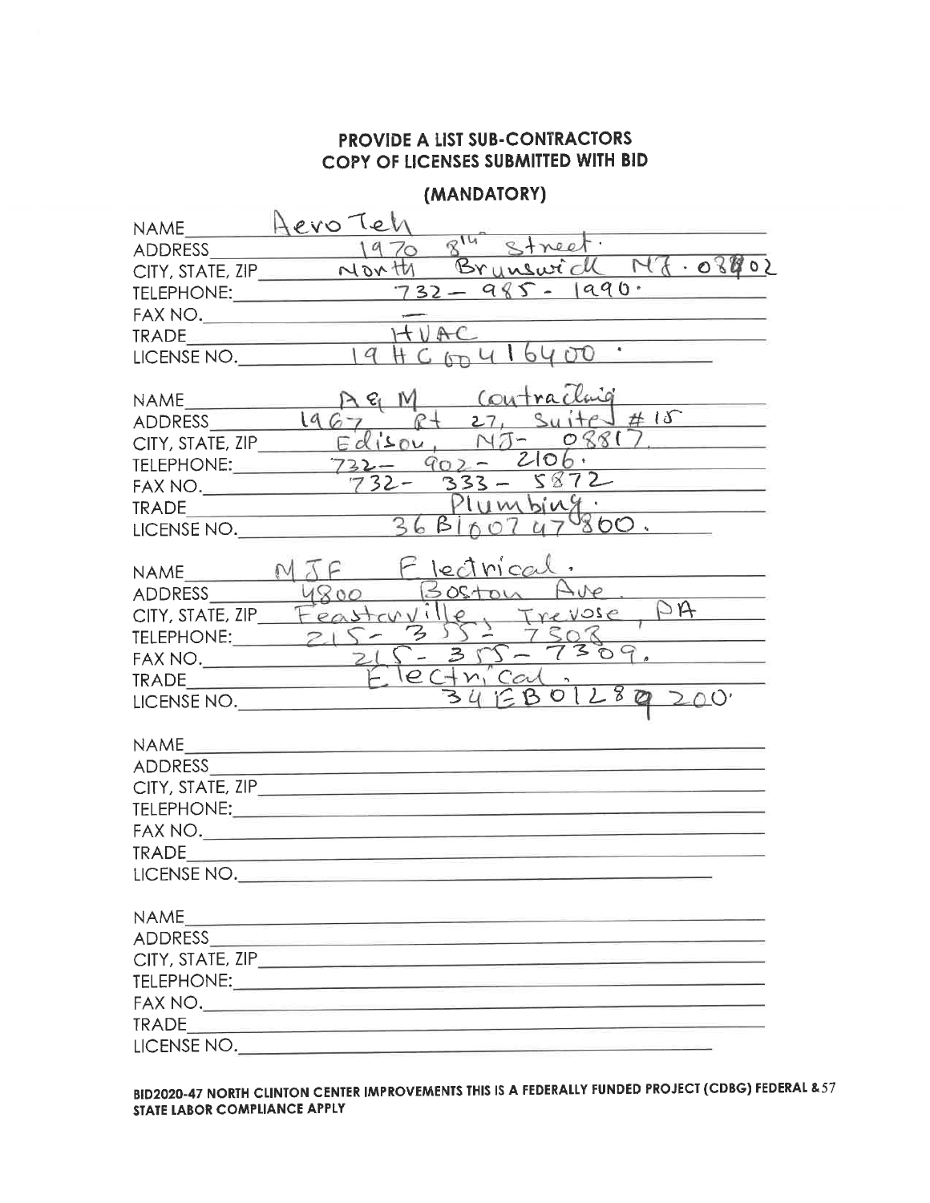## PROVIDE A LIST SUB-CONTRACTORS
## COPY OF LICENSES SUBMITTED WITH BID

**(MANDATORY)**

NAME Aero Teh
ADDRESS 1970 8th Street.
CITY, STATE, ZIP North Brunswick NJ. 08902
TELEPHONE: 732 - 985 - 1990.
FAX NO. —
TRADE HVAC
LICENSE NO. 19HC00416400.

NAME A & M Contracting
ADDRESS 1967 Rt 27, Suite #15
CITY, STATE, ZIP Edison, NJ - 08817.
TELEPHONE: 732 - 902 - 2106.
FAX NO. 732 - 333 - 5872
TRADE Plumbing.
LICENSE NO. 36BI00747800.

NAME MJF Electrical.
ADDRESS 4800 Boston Ave.
CITY, STATE, ZIP Feasterville, Trevose, PA
TELEPHONE: 215 - 355 - 7503
FAX NO. 215 - 355 - 7309.
TRADE Electrical.
LICENSE NO. 34EB01289200.

NAME
ADDRESS
CITY, STATE, ZIP
TELEPHONE:
FAX NO.
TRADE
LICENSE NO.

NAME
ADDRESS
CITY, STATE, ZIP
TELEPHONE:
FAX NO.
TRADE
LICENSE NO.

**BID2020-47 NORTH CLINTON CENTER IMPROVEMENTS THIS IS A FEDERALLY FUNDED PROJECT (CDBG) FEDERAL & STATE LABOR COMPLIANCE APPLY**